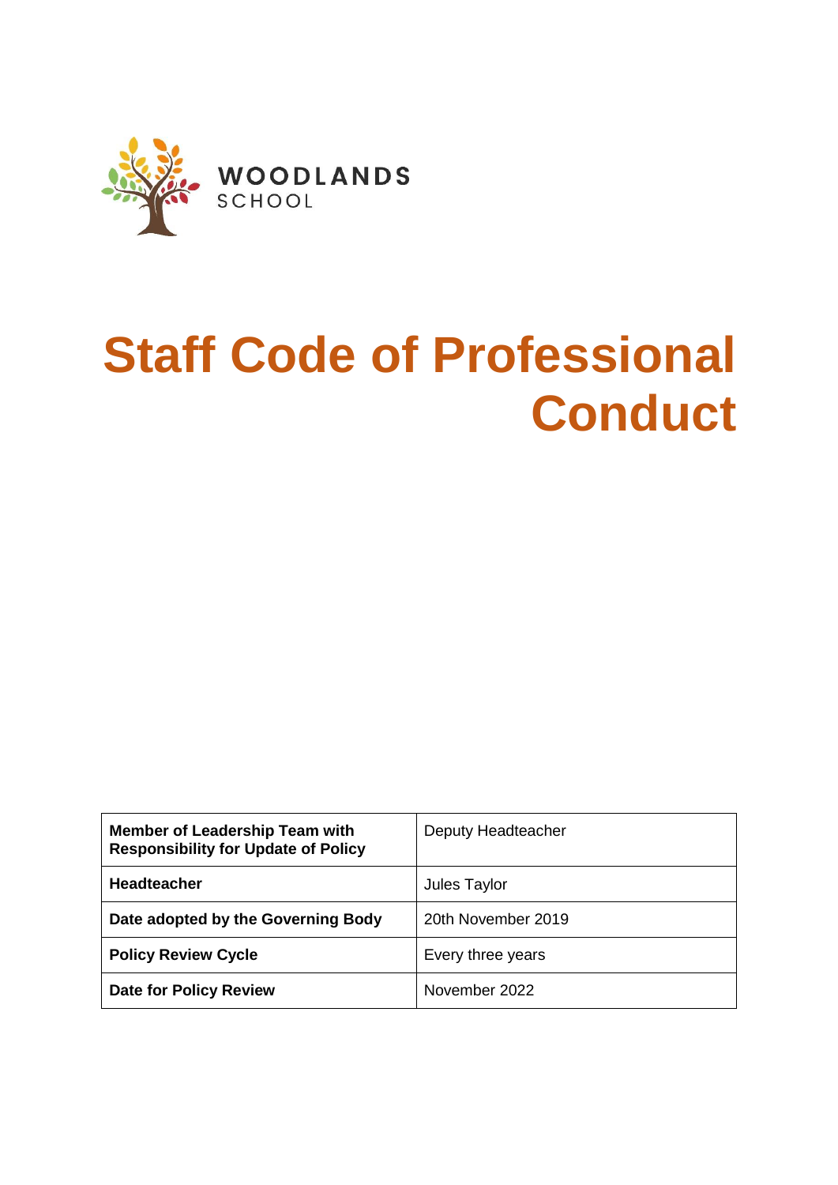WOODLANDS
SCHOOL

# Staff Code of Professional Conduct

| **Member of Leadership Team with Responsibility for Update of Policy** | Deputy Headteacher |
|---|---|
| **Headteacher** | Jules Taylor |
| **Date adopted by the Governing Body** | 20th November 2019 |
| **Policy Review Cycle** | Every three years |
| **Date for Policy Review** | November 2022 |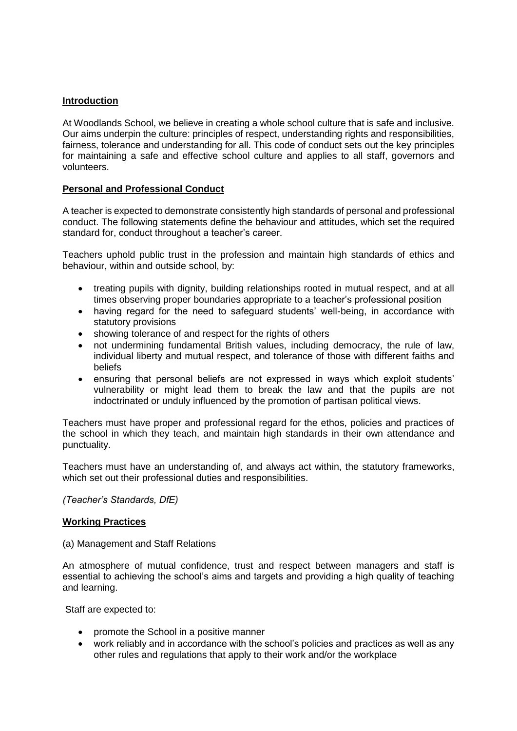## Introduction

At Woodlands School, we believe in creating a whole school culture that is safe and inclusive. Our aims underpin the culture: principles of respect, understanding rights and responsibilities, fairness, tolerance and understanding for all. This code of conduct sets out the key principles for maintaining a safe and effective school culture and applies to all staff, governors and volunteers.

## Personal and Professional Conduct

A teacher is expected to demonstrate consistently high standards of personal and professional conduct. The following statements define the behaviour and attitudes, which set the required standard for, conduct throughout a teacher's career.

Teachers uphold public trust in the profession and maintain high standards of ethics and behaviour, within and outside school, by:

- treating pupils with dignity, building relationships rooted in mutual respect, and at all times observing proper boundaries appropriate to a teacher's professional position
- having regard for the need to safeguard students' well-being, in accordance with statutory provisions
- showing tolerance of and respect for the rights of others
- not undermining fundamental British values, including democracy, the rule of law, individual liberty and mutual respect, and tolerance of those with different faiths and beliefs
- ensuring that personal beliefs are not expressed in ways which exploit students' vulnerability or might lead them to break the law and that the pupils are not indoctrinated or unduly influenced by the promotion of partisan political views.

Teachers must have proper and professional regard for the ethos, policies and practices of the school in which they teach, and maintain high standards in their own attendance and punctuality.

Teachers must have an understanding of, and always act within, the statutory frameworks, which set out their professional duties and responsibilities.

*(Teacher's Standards, DfE)*

## Working Practices

(a) Management and Staff Relations

An atmosphere of mutual confidence, trust and respect between managers and staff is essential to achieving the school's aims and targets and providing a high quality of teaching and learning.

Staff are expected to:

- promote the School in a positive manner
- work reliably and in accordance with the school's policies and practices as well as any other rules and regulations that apply to their work and/or the workplace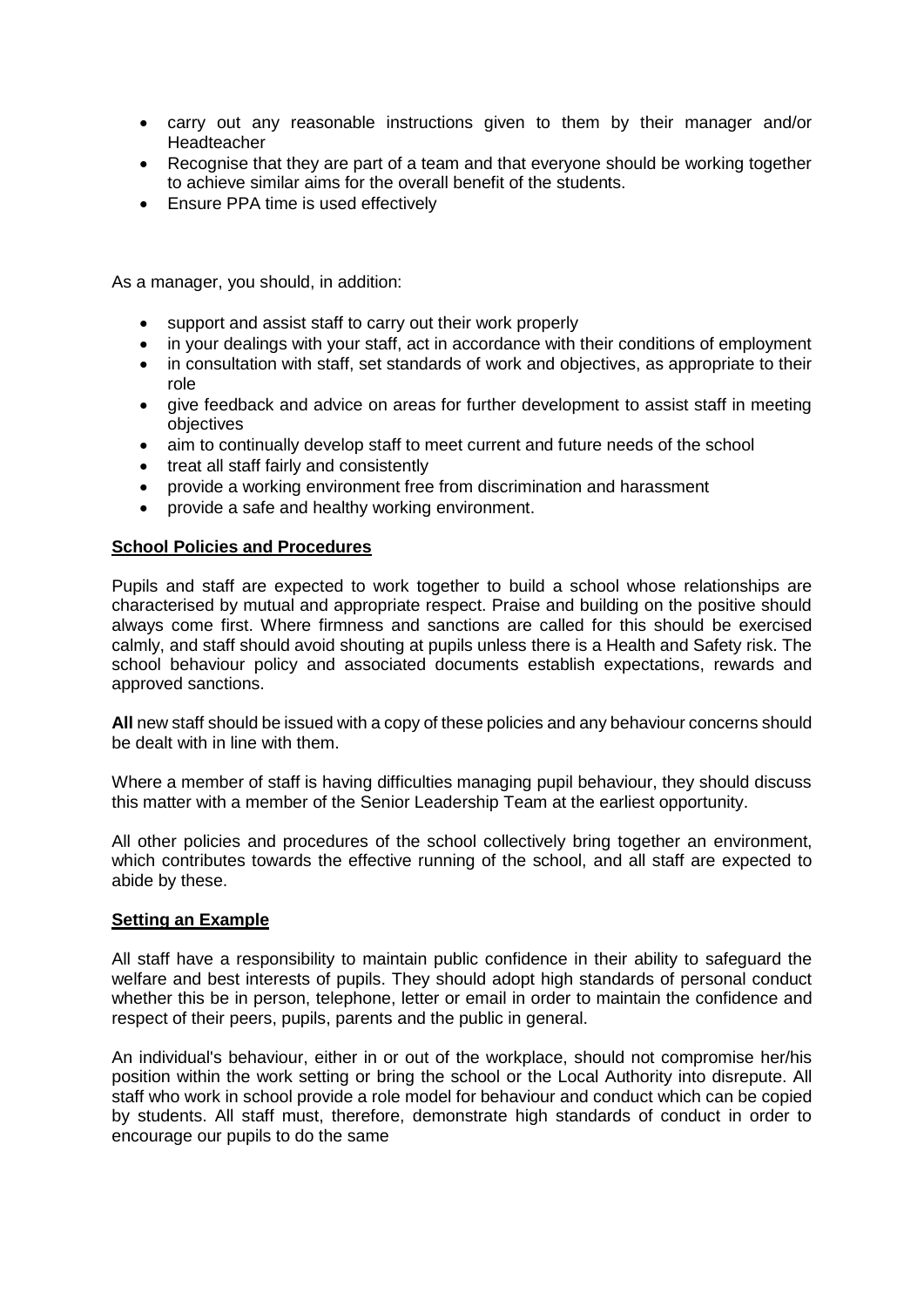- carry out any reasonable instructions given to them by their manager and/or Headteacher
- Recognise that they are part of a team and that everyone should be working together to achieve similar aims for the overall benefit of the students.
- Ensure PPA time is used effectively

As a manager, you should, in addition:

- support and assist staff to carry out their work properly
- in your dealings with your staff, act in accordance with their conditions of employment
- in consultation with staff, set standards of work and objectives, as appropriate to their role
- give feedback and advice on areas for further development to assist staff in meeting objectives
- aim to continually develop staff to meet current and future needs of the school
- treat all staff fairly and consistently
- provide a working environment free from discrimination and harassment
- provide a safe and healthy working environment.

**School Policies and Procedures**

Pupils and staff are expected to work together to build a school whose relationships are characterised by mutual and appropriate respect. Praise and building on the positive should always come first. Where firmness and sanctions are called for this should be exercised calmly, and staff should avoid shouting at pupils unless there is a Health and Safety risk. The school behaviour policy and associated documents establish expectations, rewards and approved sanctions.

**All** new staff should be issued with a copy of these policies and any behaviour concerns should be dealt with in line with them.

Where a member of staff is having difficulties managing pupil behaviour, they should discuss this matter with a member of the Senior Leadership Team at the earliest opportunity.

All other policies and procedures of the school collectively bring together an environment, which contributes towards the effective running of the school, and all staff are expected to abide by these.

**Setting an Example**

All staff have a responsibility to maintain public confidence in their ability to safeguard the welfare and best interests of pupils. They should adopt high standards of personal conduct whether this be in person, telephone, letter or email in order to maintain the confidence and respect of their peers, pupils, parents and the public in general.

An individual's behaviour, either in or out of the workplace, should not compromise her/his position within the work setting or bring the school or the Local Authority into disrepute. All staff who work in school provide a role model for behaviour and conduct which can be copied by students. All staff must, therefore, demonstrate high standards of conduct in order to encourage our pupils to do the same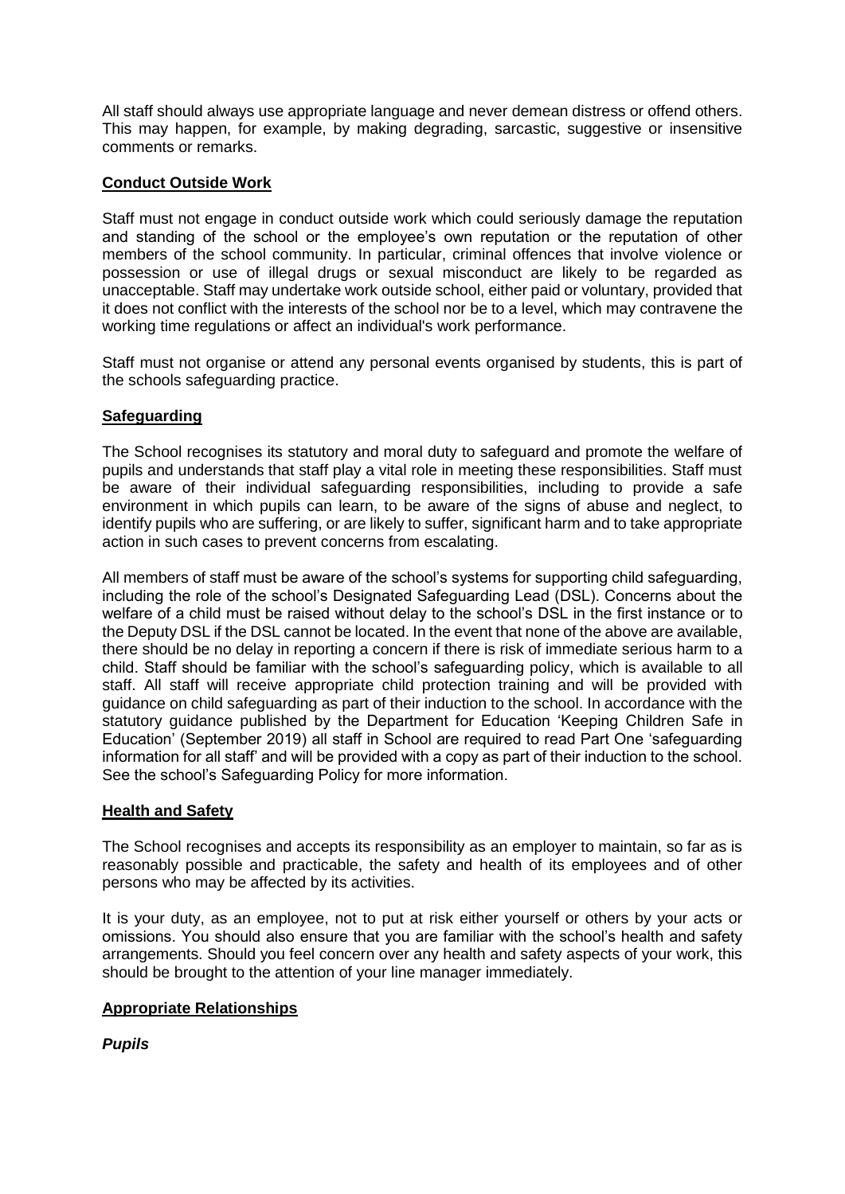All staff should always use appropriate language and never demean distress or offend others. This may happen, for example, by making degrading, sarcastic, suggestive or insensitive comments or remarks.

## Conduct Outside Work

Staff must not engage in conduct outside work which could seriously damage the reputation and standing of the school or the employee's own reputation or the reputation of other members of the school community. In particular, criminal offences that involve violence or possession or use of illegal drugs or sexual misconduct are likely to be regarded as unacceptable. Staff may undertake work outside school, either paid or voluntary, provided that it does not conflict with the interests of the school nor be to a level, which may contravene the working time regulations or affect an individual's work performance.

Staff must not organise or attend any personal events organised by students, this is part of the schools safeguarding practice.

## Safeguarding

The School recognises its statutory and moral duty to safeguard and promote the welfare of pupils and understands that staff play a vital role in meeting these responsibilities. Staff must be aware of their individual safeguarding responsibilities, including to provide a safe environment in which pupils can learn, to be aware of the signs of abuse and neglect, to identify pupils who are suffering, or are likely to suffer, significant harm and to take appropriate action in such cases to prevent concerns from escalating.

All members of staff must be aware of the school's systems for supporting child safeguarding, including the role of the school's Designated Safeguarding Lead (DSL). Concerns about the welfare of a child must be raised without delay to the school's DSL in the first instance or to the Deputy DSL if the DSL cannot be located. In the event that none of the above are available, there should be no delay in reporting a concern if there is risk of immediate serious harm to a child. Staff should be familiar with the school's safeguarding policy, which is available to all staff. All staff will receive appropriate child protection training and will be provided with guidance on child safeguarding as part of their induction to the school. In accordance with the statutory guidance published by the Department for Education 'Keeping Children Safe in Education' (September 2019) all staff in School are required to read Part One 'safeguarding information for all staff' and will be provided with a copy as part of their induction to the school. See the school's Safeguarding Policy for more information.

## Health and Safety

The School recognises and accepts its responsibility as an employer to maintain, so far as is reasonably possible and practicable, the safety and health of its employees and of other persons who may be affected by its activities.

It is your duty, as an employee, not to put at risk either yourself or others by your acts or omissions. You should also ensure that you are familiar with the school's health and safety arrangements. Should you feel concern over any health and safety aspects of your work, this should be brought to the attention of your line manager immediately.

## Appropriate Relationships

### *Pupils*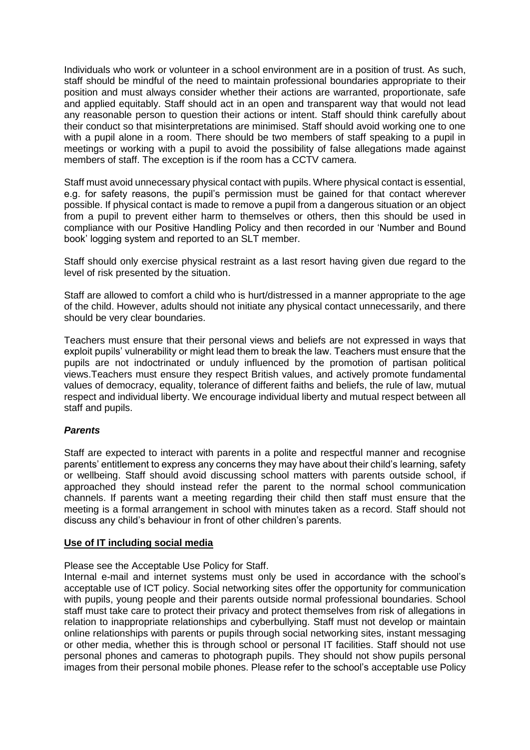Individuals who work or volunteer in a school environment are in a position of trust. As such, staff should be mindful of the need to maintain professional boundaries appropriate to their position and must always consider whether their actions are warranted, proportionate, safe and applied equitably. Staff should act in an open and transparent way that would not lead any reasonable person to question their actions or intent. Staff should think carefully about their conduct so that misinterpretations are minimised. Staff should avoid working one to one with a pupil alone in a room. There should be two members of staff speaking to a pupil in meetings or working with a pupil to avoid the possibility of false allegations made against members of staff. The exception is if the room has a CCTV camera.

Staff must avoid unnecessary physical contact with pupils. Where physical contact is essential, e.g. for safety reasons, the pupil's permission must be gained for that contact wherever possible. If physical contact is made to remove a pupil from a dangerous situation or an object from a pupil to prevent either harm to themselves or others, then this should be used in compliance with our Positive Handling Policy and then recorded in our 'Number and Bound book' logging system and reported to an SLT member.

Staff should only exercise physical restraint as a last resort having given due regard to the level of risk presented by the situation.

Staff are allowed to comfort a child who is hurt/distressed in a manner appropriate to the age of the child. However, adults should not initiate any physical contact unnecessarily, and there should be very clear boundaries.

Teachers must ensure that their personal views and beliefs are not expressed in ways that exploit pupils' vulnerability or might lead them to break the law. Teachers must ensure that the pupils are not indoctrinated or unduly influenced by the promotion of partisan political views.Teachers must ensure they respect British values, and actively promote fundamental values of democracy, equality, tolerance of different faiths and beliefs, the rule of law, mutual respect and individual liberty. We encourage individual liberty and mutual respect between all staff and pupils.

***Parents***

Staff are expected to interact with parents in a polite and respectful manner and recognise parents' entitlement to express any concerns they may have about their child's learning, safety or wellbeing. Staff should avoid discussing school matters with parents outside school, if approached they should instead refer the parent to the normal school communication channels. If parents want a meeting regarding their child then staff must ensure that the meeting is a formal arrangement in school with minutes taken as a record. Staff should not discuss any child's behaviour in front of other children's parents.

**Use of IT including social media**

Please see the Acceptable Use Policy for Staff.
Internal e-mail and internet systems must only be used in accordance with the school's acceptable use of ICT policy. Social networking sites offer the opportunity for communication with pupils, young people and their parents outside normal professional boundaries. School staff must take care to protect their privacy and protect themselves from risk of allegations in relation to inappropriate relationships and cyberbullying. Staff must not develop or maintain online relationships with parents or pupils through social networking sites, instant messaging or other media, whether this is through school or personal IT facilities. Staff should not use personal phones and cameras to photograph pupils. They should not show pupils personal images from their personal mobile phones. Please refer to the school's acceptable use Policy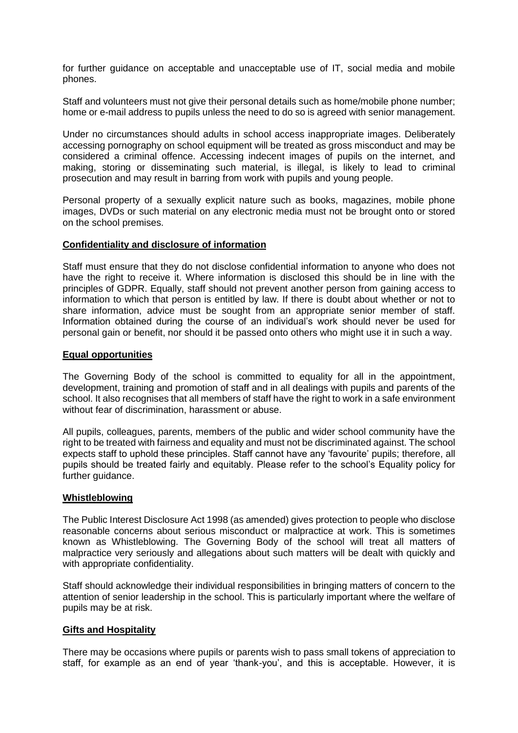for further guidance on acceptable and unacceptable use of IT, social media and mobile phones.

Staff and volunteers must not give their personal details such as home/mobile phone number; home or e-mail address to pupils unless the need to do so is agreed with senior management.

Under no circumstances should adults in school access inappropriate images. Deliberately accessing pornography on school equipment will be treated as gross misconduct and may be considered a criminal offence. Accessing indecent images of pupils on the internet, and making, storing or disseminating such material, is illegal, is likely to lead to criminal prosecution and may result in barring from work with pupils and young people.

Personal property of a sexually explicit nature such as books, magazines, mobile phone images, DVDs or such material on any electronic media must not be brought onto or stored on the school premises.

**Confidentiality and disclosure of information**

Staff must ensure that they do not disclose confidential information to anyone who does not have the right to receive it. Where information is disclosed this should be in line with the principles of GDPR. Equally, staff should not prevent another person from gaining access to information to which that person is entitled by law. If there is doubt about whether or not to share information, advice must be sought from an appropriate senior member of staff. Information obtained during the course of an individual's work should never be used for personal gain or benefit, nor should it be passed onto others who might use it in such a way.

**Equal opportunities**

The Governing Body of the school is committed to equality for all in the appointment, development, training and promotion of staff and in all dealings with pupils and parents of the school. It also recognises that all members of staff have the right to work in a safe environment without fear of discrimination, harassment or abuse.

All pupils, colleagues, parents, members of the public and wider school community have the right to be treated with fairness and equality and must not be discriminated against. The school expects staff to uphold these principles. Staff cannot have any 'favourite' pupils; therefore, all pupils should be treated fairly and equitably. Please refer to the school's Equality policy for further guidance.

**Whistleblowing**

The Public Interest Disclosure Act 1998 (as amended) gives protection to people who disclose reasonable concerns about serious misconduct or malpractice at work. This is sometimes known as Whistleblowing. The Governing Body of the school will treat all matters of malpractice very seriously and allegations about such matters will be dealt with quickly and with appropriate confidentiality.

Staff should acknowledge their individual responsibilities in bringing matters of concern to the attention of senior leadership in the school. This is particularly important where the welfare of pupils may be at risk.

**Gifts and Hospitality**

There may be occasions where pupils or parents wish to pass small tokens of appreciation to staff, for example as an end of year 'thank-you', and this is acceptable. However, it is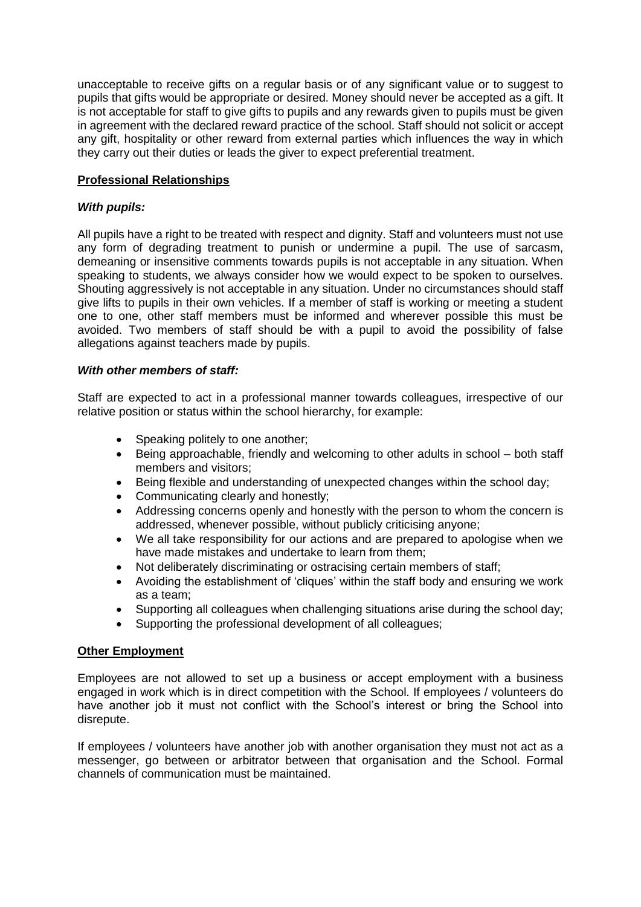unacceptable to receive gifts on a regular basis or of any significant value or to suggest to pupils that gifts would be appropriate or desired. Money should never be accepted as a gift. It is not acceptable for staff to give gifts to pupils and any rewards given to pupils must be given in agreement with the declared reward practice of the school. Staff should not solicit or accept any gift, hospitality or other reward from external parties which influences the way in which they carry out their duties or leads the giver to expect preferential treatment.

## Professional Relationships

### *With pupils:*

All pupils have a right to be treated with respect and dignity. Staff and volunteers must not use any form of degrading treatment to punish or undermine a pupil. The use of sarcasm, demeaning or insensitive comments towards pupils is not acceptable in any situation. When speaking to students, we always consider how we would expect to be spoken to ourselves. Shouting aggressively is not acceptable in any situation. Under no circumstances should staff give lifts to pupils in their own vehicles. If a member of staff is working or meeting a student one to one, other staff members must be informed and wherever possible this must be avoided. Two members of staff should be with a pupil to avoid the possibility of false allegations against teachers made by pupils.

### *With other members of staff:*

Staff are expected to act in a professional manner towards colleagues, irrespective of our relative position or status within the school hierarchy, for example:

- Speaking politely to one another;
- Being approachable, friendly and welcoming to other adults in school – both staff members and visitors;
- Being flexible and understanding of unexpected changes within the school day;
- Communicating clearly and honestly;
- Addressing concerns openly and honestly with the person to whom the concern is addressed, whenever possible, without publicly criticising anyone;
- We all take responsibility for our actions and are prepared to apologise when we have made mistakes and undertake to learn from them;
- Not deliberately discriminating or ostracising certain members of staff;
- Avoiding the establishment of 'cliques' within the staff body and ensuring we work as a team;
- Supporting all colleagues when challenging situations arise during the school day;
- Supporting the professional development of all colleagues;

## Other Employment

Employees are not allowed to set up a business or accept employment with a business engaged in work which is in direct competition with the School. If employees / volunteers do have another job it must not conflict with the School's interest or bring the School into disrepute.

If employees / volunteers have another job with another organisation they must not act as a messenger, go between or arbitrator between that organisation and the School. Formal channels of communication must be maintained.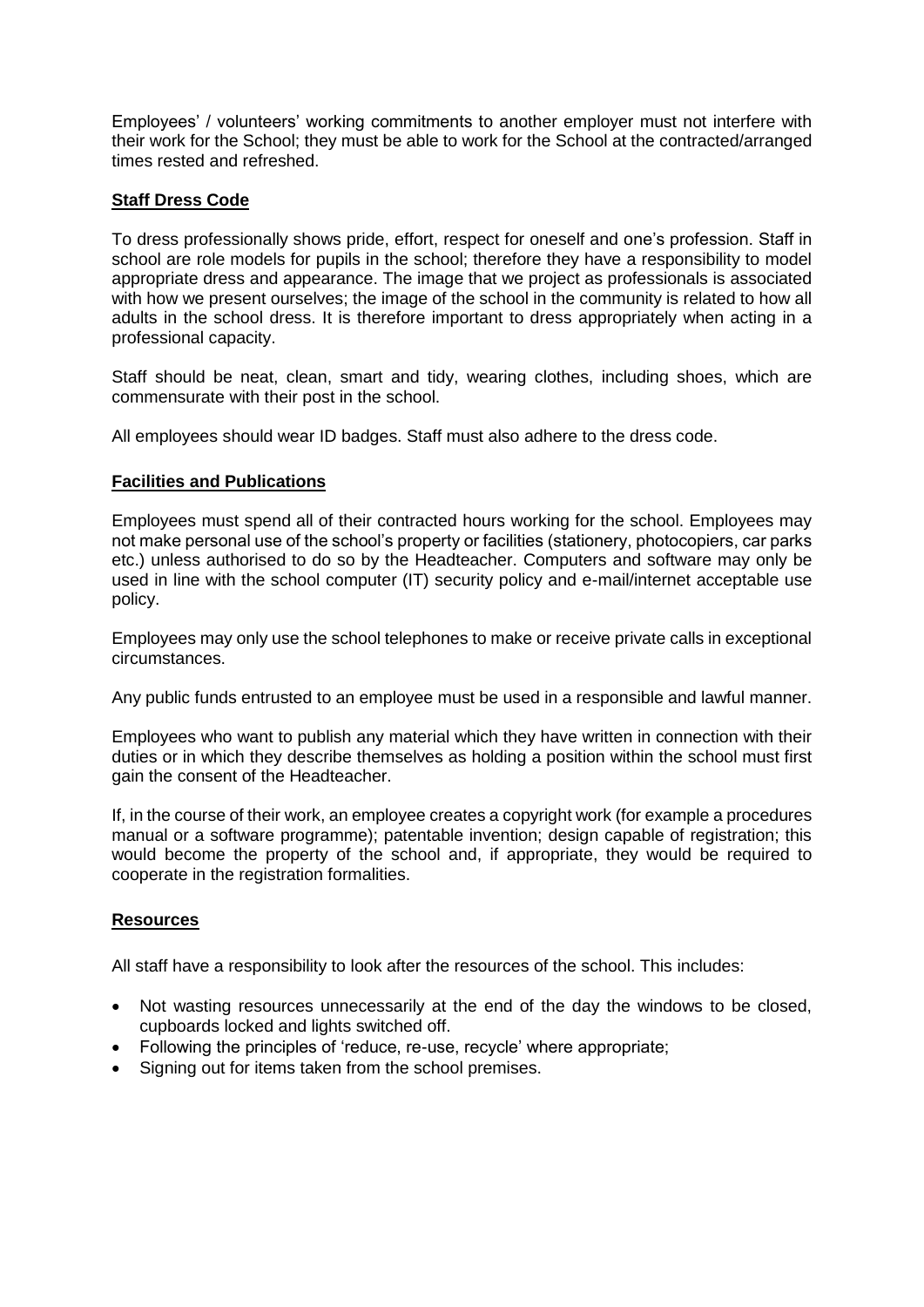Employees' / volunteers' working commitments to another employer must not interfere with their work for the School; they must be able to work for the School at the contracted/arranged times rested and refreshed.

## Staff Dress Code

To dress professionally shows pride, effort, respect for oneself and one's profession. Staff in school are role models for pupils in the school; therefore they have a responsibility to model appropriate dress and appearance. The image that we project as professionals is associated with how we present ourselves; the image of the school in the community is related to how all adults in the school dress. It is therefore important to dress appropriately when acting in a professional capacity.

Staff should be neat, clean, smart and tidy, wearing clothes, including shoes, which are commensurate with their post in the school.

All employees should wear ID badges. Staff must also adhere to the dress code.

## Facilities and Publications

Employees must spend all of their contracted hours working for the school. Employees may not make personal use of the school's property or facilities (stationery, photocopiers, car parks etc.) unless authorised to do so by the Headteacher. Computers and software may only be used in line with the school computer (IT) security policy and e-mail/internet acceptable use policy.

Employees may only use the school telephones to make or receive private calls in exceptional circumstances.

Any public funds entrusted to an employee must be used in a responsible and lawful manner.

Employees who want to publish any material which they have written in connection with their duties or in which they describe themselves as holding a position within the school must first gain the consent of the Headteacher.

If, in the course of their work, an employee creates a copyright work (for example a procedures manual or a software programme); patentable invention; design capable of registration; this would become the property of the school and, if appropriate, they would be required to cooperate in the registration formalities.

## Resources

All staff have a responsibility to look after the resources of the school. This includes:

- Not wasting resources unnecessarily at the end of the day the windows to be closed, cupboards locked and lights switched off.
- Following the principles of 'reduce, re-use, recycle' where appropriate;
- Signing out for items taken from the school premises.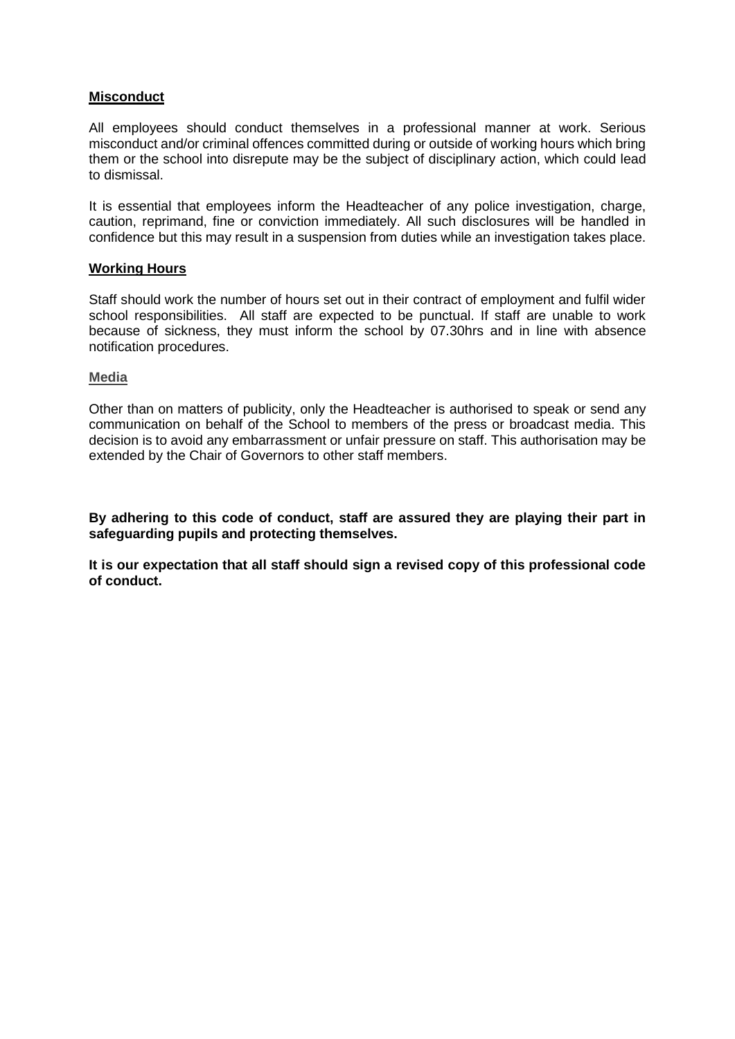**Misconduct**

All employees should conduct themselves in a professional manner at work. Serious misconduct and/or criminal offences committed during or outside of working hours which bring them or the school into disrepute may be the subject of disciplinary action, which could lead to dismissal.

It is essential that employees inform the Headteacher of any police investigation, charge, caution, reprimand, fine or conviction immediately. All such disclosures will be handled in confidence but this may result in a suspension from duties while an investigation takes place.

**Working Hours**

Staff should work the number of hours set out in their contract of employment and fulfil wider school responsibilities. All staff are expected to be punctual. If staff are unable to work because of sickness, they must inform the school by 07.30hrs and in line with absence notification procedures.

**Media**

Other than on matters of publicity, only the Headteacher is authorised to speak or send any communication on behalf of the School to members of the press or broadcast media. This decision is to avoid any embarrassment or unfair pressure on staff. This authorisation may be extended by the Chair of Governors to other staff members.

**By adhering to this code of conduct, staff are assured they are playing their part in safeguarding pupils and protecting themselves.**

**It is our expectation that all staff should sign a revised copy of this professional code of conduct.**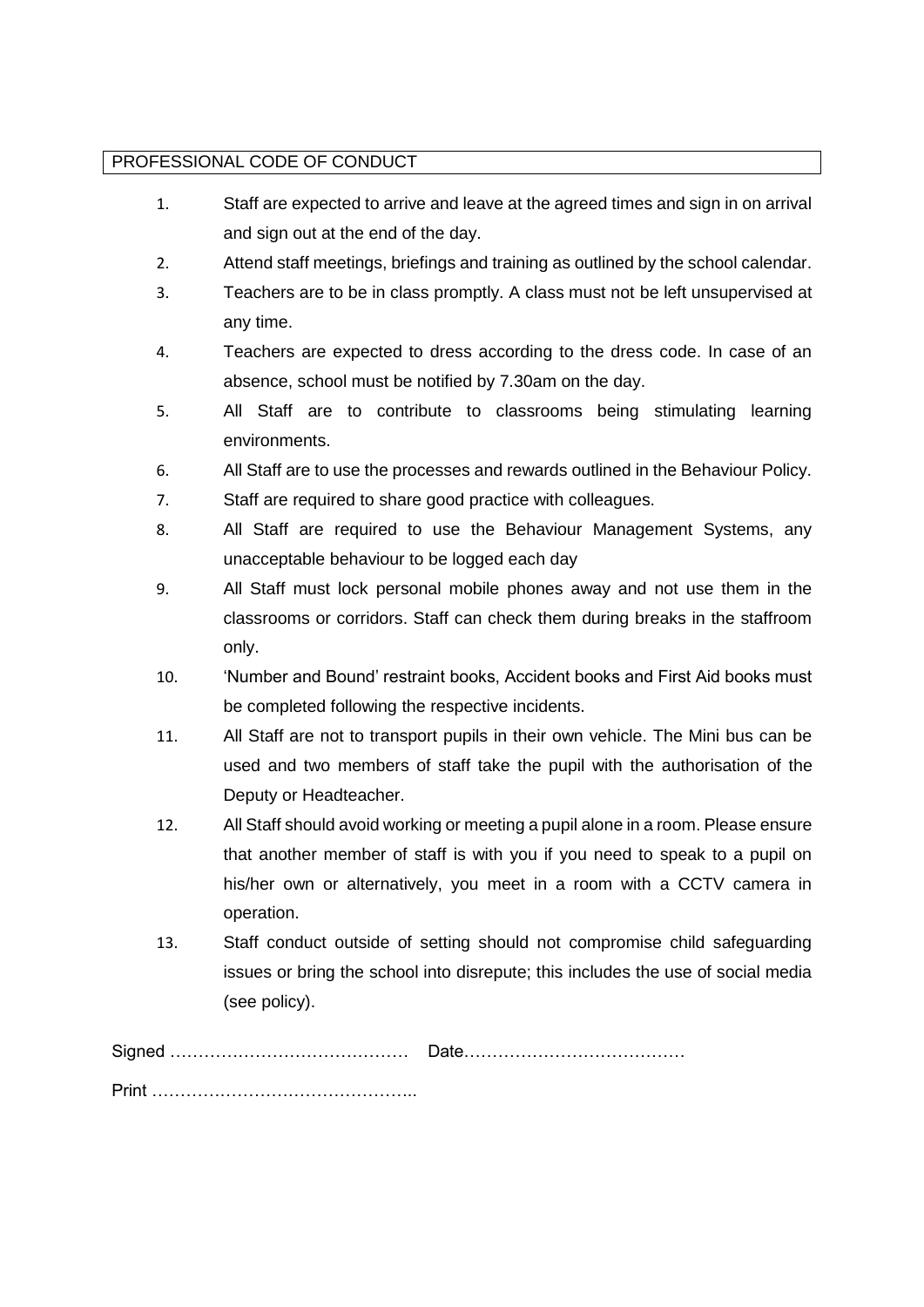## PROFESSIONAL CODE OF CONDUCT

1. Staff are expected to arrive and leave at the agreed times and sign in on arrival and sign out at the end of the day.
2. Attend staff meetings, briefings and training as outlined by the school calendar.
3. Teachers are to be in class promptly. A class must not be left unsupervised at any time.
4. Teachers are expected to dress according to the dress code. In case of an absence, school must be notified by 7.30am on the day.
5. All Staff are to contribute to classrooms being stimulating learning environments.
6. All Staff are to use the processes and rewards outlined in the Behaviour Policy.
7. Staff are required to share good practice with colleagues.
8. All Staff are required to use the Behaviour Management Systems, any unacceptable behaviour to be logged each day
9. All Staff must lock personal mobile phones away and not use them in the classrooms or corridors. Staff can check them during breaks in the staffroom only.
10. 'Number and Bound' restraint books, Accident books and First Aid books must be completed following the respective incidents.
11. All Staff are not to transport pupils in their own vehicle. The Mini bus can be used and two members of staff take the pupil with the authorisation of the Deputy or Headteacher.
12. All Staff should avoid working or meeting a pupil alone in a room. Please ensure that another member of staff is with you if you need to speak to a pupil on his/her own or alternatively, you meet in a room with a CCTV camera in operation.
13. Staff conduct outside of setting should not compromise child safeguarding issues or bring the school into disrepute; this includes the use of social media (see policy).

Signed …………………………………… Date…………………………………

Print ………………………………………..